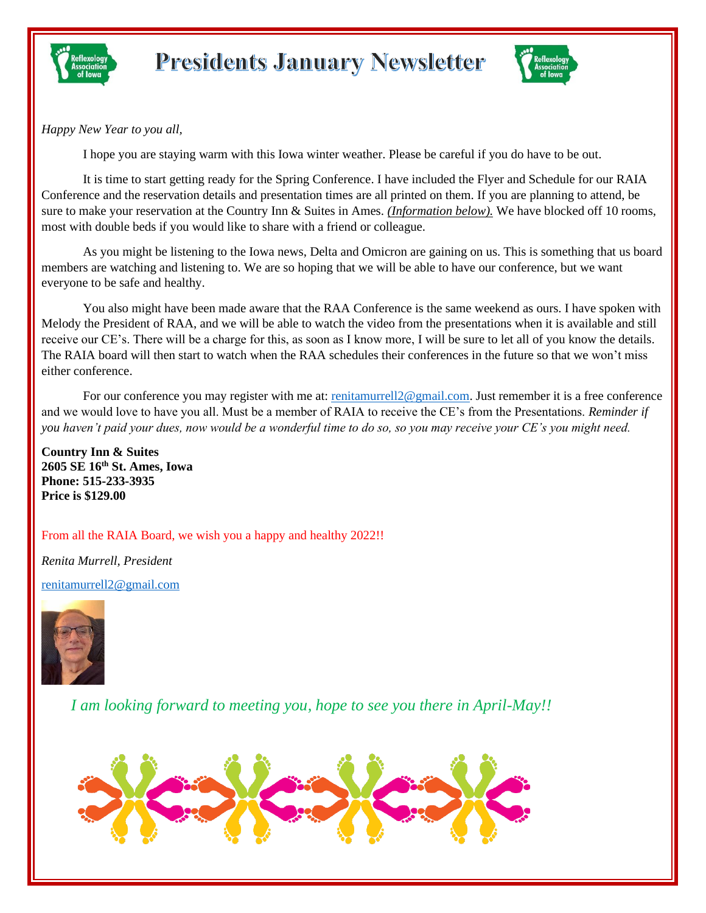# Presidents January Newsletter

*Happy New Year to you all,*

I hope you are staying warm with this Iowa winter weather. Please be careful if you do have to be out.

It is time to start getting ready for the Spring Conference. I have included the Flyer and Schedule for our RAIA Conference and the reservation details and presentation times are all printed on them. If you are planning to attend, be sure to make your reservation at the Country Inn & Suites in Ames. ***(Information below).*** We have blocked off 10 rooms, most with double beds if you would like to share with a friend or colleague.

As you might be listening to the Iowa news, Delta and Omicron are gaining on us. This is something that us board members are watching and listening to. We are so hoping that we will be able to have our conference, but we want everyone to be safe and healthy.

You also might have been made aware that the RAA Conference is the same weekend as ours. I have spoken with Melody the President of RAA, and we will be able to watch the video from the presentations when it is available and still receive our CE's. There will be a charge for this, as soon as I know more, I will be sure to let all of you know the details. The RAIA board will then start to watch when the RAA schedules their conferences in the future so that we won't miss either conference.

For our conference you may register with me at: renitamurrell2@gmail.com. Just remember it is a free conference and we would love to have you all. Must be a member of RAIA to receive the CE's from the Presentations. *Reminder if you haven't paid your dues, now would be a wonderful time to do so, so you may receive your CE's you might need.*

**Country Inn & Suites**
**2605 SE 16th St. Ames, Iowa**
**Phone: 515-233-3935**
**Price is $129.00**

From all the RAIA Board, we wish you a happy and healthy 2022!!

*Renita Murrell, President*

renitamurrell2@gmail.com

*I am looking forward to meeting you, hope to see you there in April-May!!*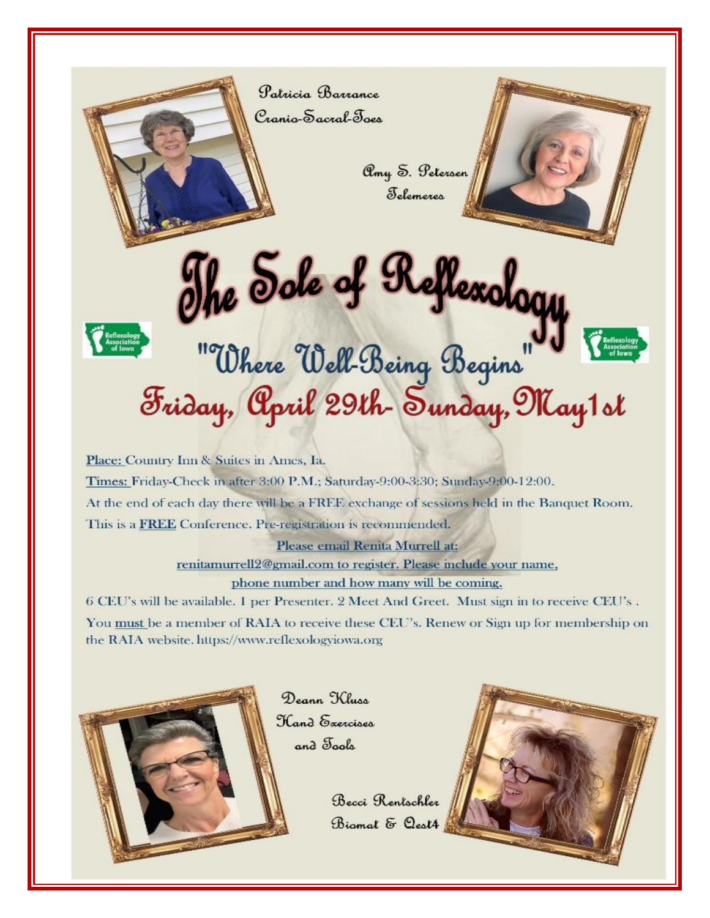Patricia Barrance
Cranio-Sacral-Toes

Amy S. Petersen
Telemeres

# The Sole of Reflexology

## "Where Well-Being Begins"

## Friday, April 29th- Sunday, May1st

Place: Country Inn & Suites in Ames, Ia.

Times: Friday-Check in after 3:00 P.M.; Saturday-9:00-3:30; Sunday-9:00-12:00.

At the end of each day there will be a FREE exchange of sessions held in the Banquet Room.

This is a **FREE** Conference. Pre-registration is recommended.

Please email Renita Murrell at:
renitamurrell2@gmail.com to register. Please include your name, phone number and how many will be coming.

6 CEU's will be available. 1 per Presenter. 2 Meet And Greet. Must sign in to receive CEU's .

You must be a member of RAIA to receive these CEU's. Renew or Sign up for membership on the RAIA website. https://www.reflexologyiowa.org

Deann Kluss
Hand Exercises and Tools

Becci Rentschler
Biomat & Qest4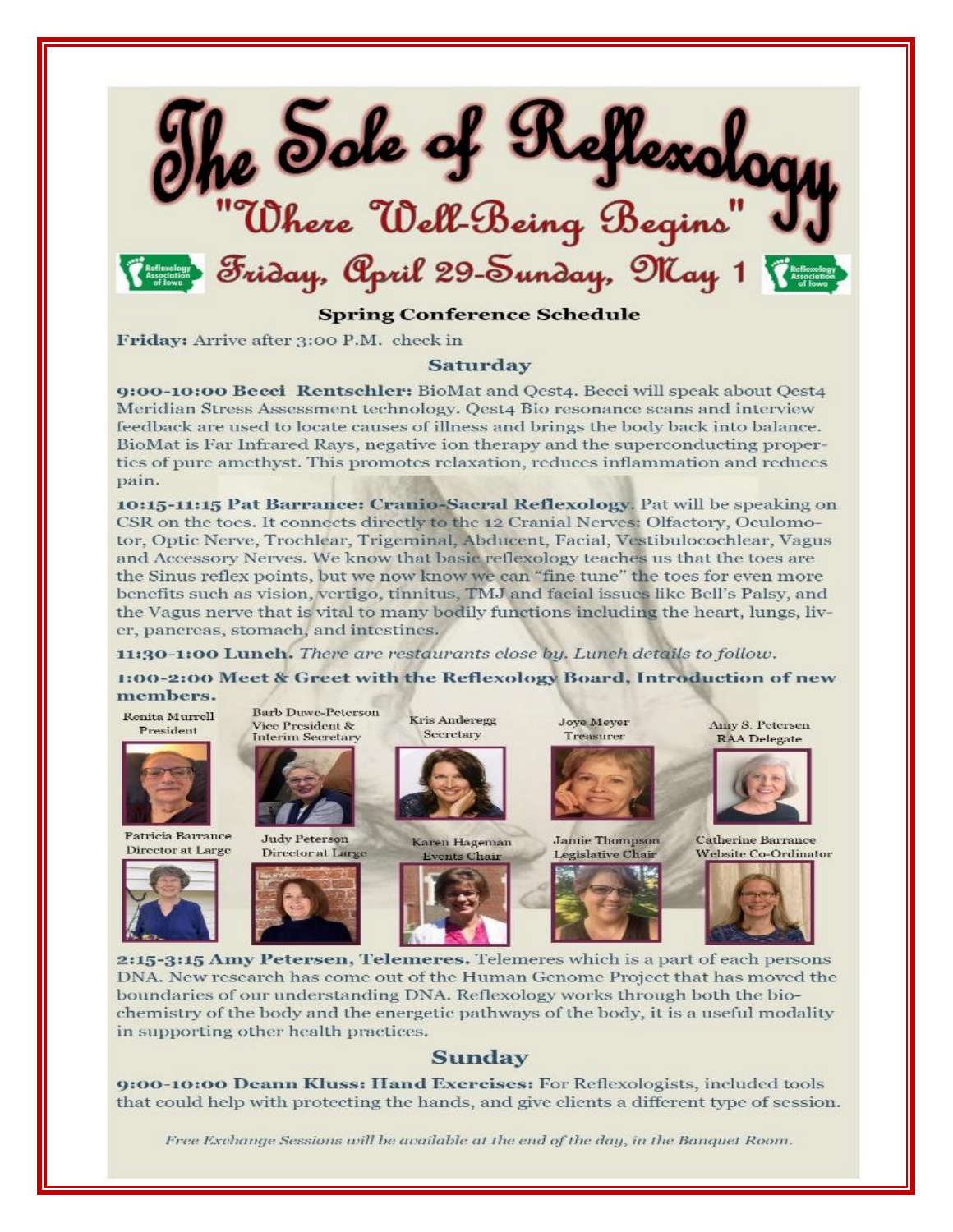# The Sole of Reflexology

## "Where Well-Being Begins"

### Friday, April 29-Sunday, May 1

Reflexology Association of Iowa

## Spring Conference Schedule

**Friday:** Arrive after 3:00 P.M. check in

### Saturday

**9:00-10:00 Becci Rentschler:** BioMat and Qest4. Becci will speak about Qest4 Meridian Stress Assessment technology. Qest4 Bio resonance scans and interview feedback are used to locate causes of illness and brings the body back into balance. BioMat is Far Infrared Rays, negative ion therapy and the superconducting properties of pure amethyst. This promotes relaxation, reduces inflammation and reduces pain.

**10:15-11:15 Pat Barrance: Cranio-Sacral Reflexology.** Pat will be speaking on CSR on the toes. It connects directly to the 12 Cranial Nerves: Olfactory, Oculomotor, Optic Nerve, Trochlear, Trigeminal, Abducent, Facial, Vestibulocochlear, Vagus and Accessory Nerves. We know that basic reflexology teaches us that the toes are the Sinus reflex points, but we now know we can "fine tune" the toes for even more benefits such as vision, vertigo, tinnitus, TMJ and facial issues like Bell's Palsy, and the Vagus nerve that is vital to many bodily functions including the heart, lungs, liver, pancreas, stomach, and intestines.

**11:30-1:00 Lunch.** *There are restaurants close by. Lunch details to follow.*

**1:00-2:00 Meet & Greet with the Reflexology Board, Introduction of new members.**

Renita Murrell
President

Barb Duwe-Peterson
Vice President & Interim Secretary

Kris Anderegg
Secretary

Joye Meyer
Treasurer

Amy S. Petersen
RAA Delegate

Patricia Barrance
Director at Large

Judy Peterson
Director at Large

Karen Hageman
Events Chair

Jamie Thompson
Legislative Chair

Catherine Barrance
Website Co-Ordinator

**2:15-3:15 Amy Petersen, Telemeres.** Telemeres which is a part of each persons DNA. New research has come out of the Human Genome Project that has moved the boundaries of our understanding DNA. Reflexology works through both the biochemistry of the body and the energetic pathways of the body, it is a useful modality in supporting other health practices.

### Sunday

**9:00-10:00 Deann Kluss: Hand Exercises:** For Reflexologists, included tools that could help with protecting the hands, and give clients a different type of session.

*Free Exchange Sessions will be available at the end of the day, in the Banquet Room.*